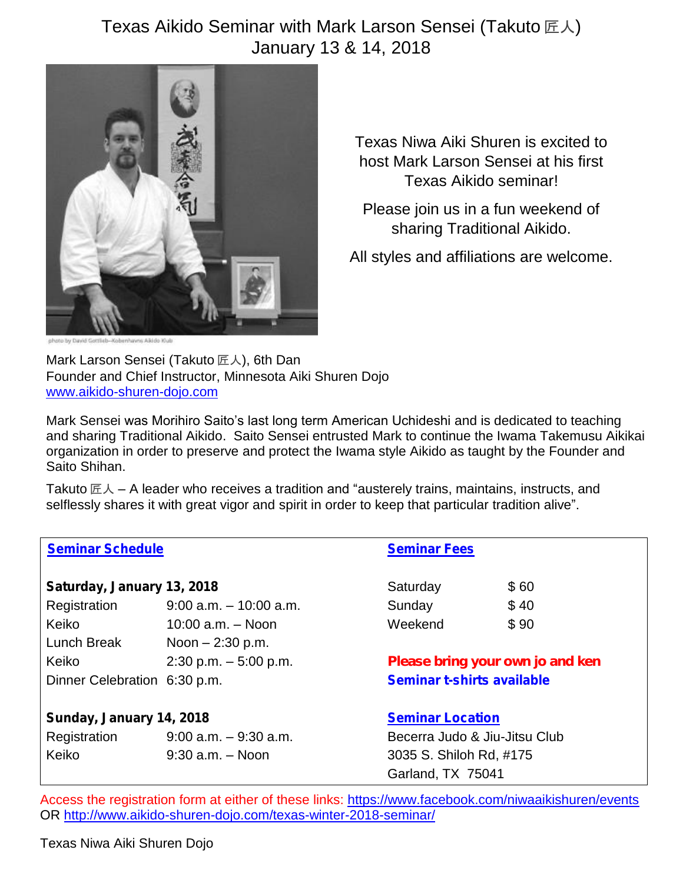# Texas Aikido Seminar with Mark Larson Sensei (Takuto 匠人)
## January 13 & 14, 2018

photo by David Gottlieb–Københavns Aikido Klub

Texas Niwa Aiki Shuren is excited to host Mark Larson Sensei at his first Texas Aikido seminar!

Please join us in a fun weekend of sharing Traditional Aikido.

All styles and affiliations are welcome.

Mark Larson Sensei (Takuto 匠人), 6th Dan
Founder and Chief Instructor, Minnesota Aiki Shuren Dojo
www.aikido-shuren-dojo.com

Mark Sensei was Morihiro Saito's last long term American Uchideshi and is dedicated to teaching and sharing Traditional Aikido. Saito Sensei entrusted Mark to continue the Iwama Takemusu Aikikai organization in order to preserve and protect the Iwama style Aikido as taught by the Founder and Saito Shihan.

Takuto 匠人 – A leader who receives a tradition and "austerely trains, maintains, instructs, and selflessly shares it with great vigor and spirit in order to keep that particular tradition alive".

**Seminar Schedule**

**Saturday, January 13, 2018**

| | |
|---|---|
| Registration | 9:00 a.m. – 10:00 a.m. |
| Keiko | 10:00 a.m. – Noon |
| Lunch Break | Noon – 2:30 p.m. |
| Keiko | 2:30 p.m. – 5:00 p.m. |
| Dinner Celebration | 6:30 p.m. |

**Sunday, January 14, 2018**

| | |
|---|---|
| Registration | 9:00 a.m. – 9:30 a.m. |
| Keiko | 9:30 a.m. – Noon |

**Seminar Fees**

| | |
|---|---|
| Saturday | $ 60 |
| Sunday | $ 40 |
| Weekend | $ 90 |

**Please bring your own jo and ken**

**Seminar t-shirts available**

**Seminar Location**

Becerra Judo & Jiu-Jitsu Club
3035 S. Shiloh Rd, #175
Garland, TX 75041

Access the registration form at either of these links: https://www.facebook.com/niwaaikishuren/events OR http://www.aikido-shuren-dojo.com/texas-winter-2018-seminar/

Texas Niwa Aiki Shuren Dojo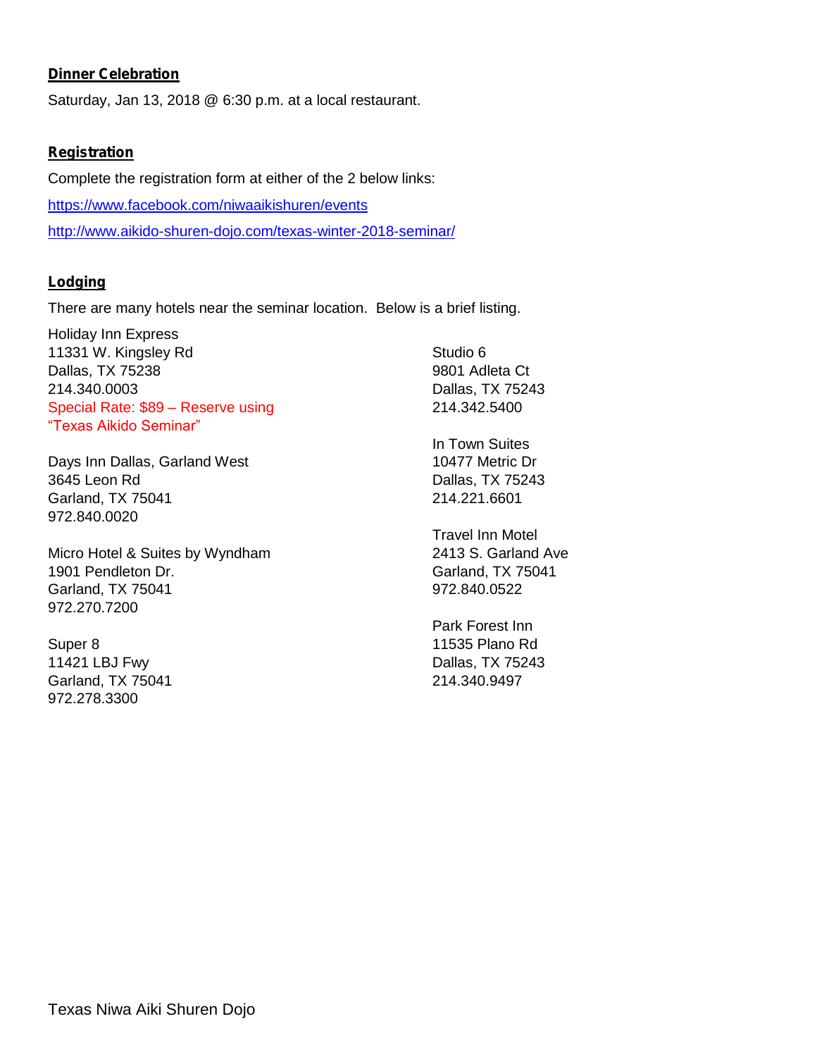**Dinner Celebration**

Saturday, Jan 13, 2018 @ 6:30 p.m. at a local restaurant.

**Registration**

Complete the registration form at either of the 2 below links:

https://www.facebook.com/niwaaikishuren/events

http://www.aikido-shuren-dojo.com/texas-winter-2018-seminar/

**Lodging**

There are many hotels near the seminar location. Below is a brief listing.

Holiday Inn Express
11331 W. Kingsley Rd
Dallas, TX 75238
214.340.0003
Special Rate: $89 – Reserve using "Texas Aikido Seminar"

Days Inn Dallas, Garland West
3645 Leon Rd
Garland, TX 75041
972.840.0020

Micro Hotel & Suites by Wyndham
1901 Pendleton Dr.
Garland, TX 75041
972.270.7200

Super 8
11421 LBJ Fwy
Garland, TX 75041
972.278.3300

Studio 6
9801 Adleta Ct
Dallas, TX 75243
214.342.5400

In Town Suites
10477 Metric Dr
Dallas, TX 75243
214.221.6601

Travel Inn Motel
2413 S. Garland Ave
Garland, TX 75041
972.840.0522

Park Forest Inn
11535 Plano Rd
Dallas, TX 75243
214.340.9497